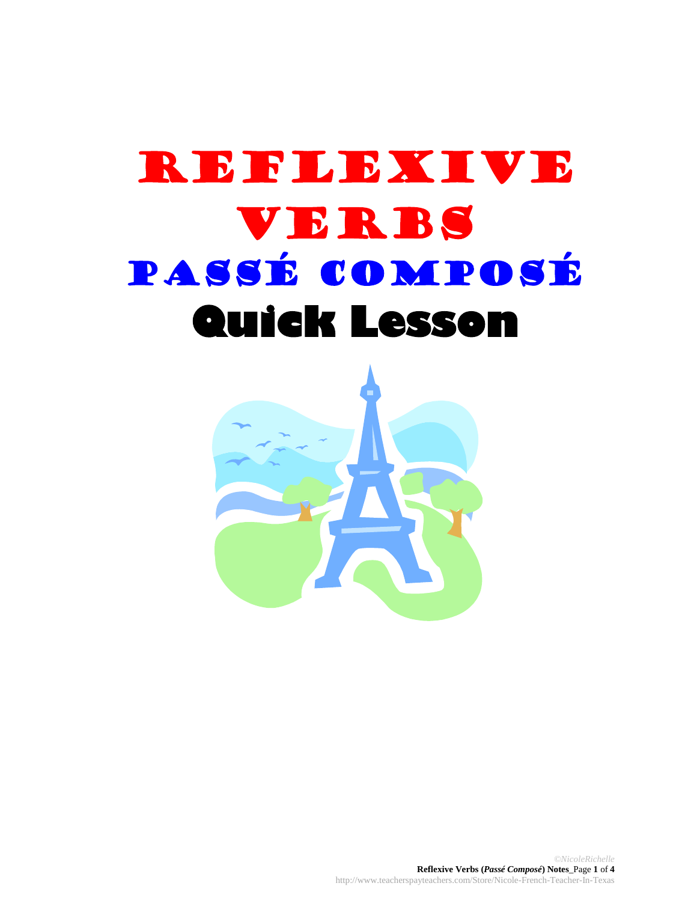# REFLEXIVE VERBS

## PASSÉ COMPOSÉ

# Quick Lesson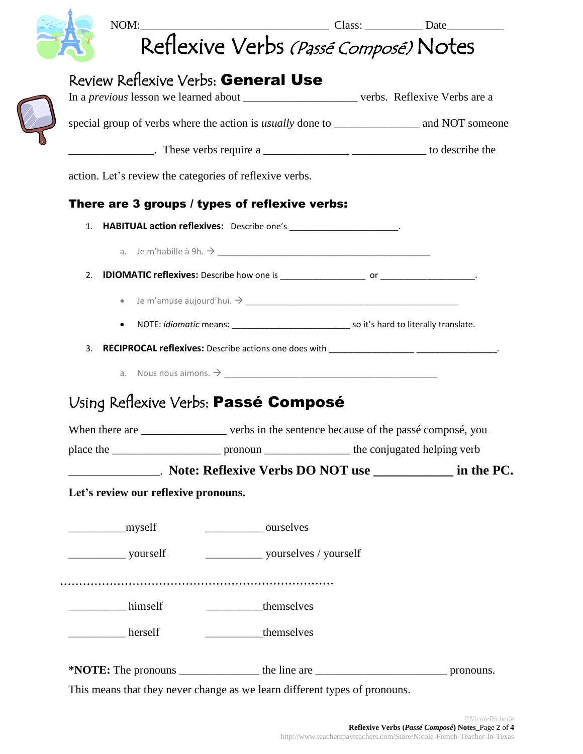NOM:_________________________________ Class: __________ Date__________

# Reflexive Verbs *(Passé Composé)* Notes

## Review Reflexive Verbs: **General Use**

In a *previous* lesson we learned about ____________________ verbs. Reflexive Verbs are a special group of verbs where the action is *usually* done to _______________ and NOT someone _______________. These verbs require a _______________ _____________ to describe the action. Let's review the categories of reflexive verbs.

### There are 3 groups / types of reflexive verbs:

1. **HABITUAL action reflexives:** Describe one's ______________________.
   a. Je m'habille à 9h. → ____________________________________________
2. **IDIOMATIC reflexives:** Describe how one is _________________ or ___________________.
   - Je m'amuse aujourd'hui. → ____________________________________________
   - NOTE: *idiomatic* means: ________________________ so it's hard to literally translate.
3. **RECIPROCAL reflexives:** Describe actions one does with _________________ _________________.
   a. Nous nous aimons. → ____________________________________________

## Using Reflexive Verbs: **Passé Composé**

When there are _______________ verbs in the sentence because of the passé composé, you place the ___________________ pronoun _______________ the conjugated helping verb _______________. **Note: Reflexive Verbs DO NOT use ____________ in the PC.**

**Let's review our reflexive pronouns.**

__________myself &nbsp;&nbsp;&nbsp;&nbsp; __________ ourselves

__________ yourself &nbsp;&nbsp;&nbsp;&nbsp; __________ yourselves / yourself

.....................................................................

__________ himself &nbsp;&nbsp;&nbsp;&nbsp; __________themselves

__________ herself &nbsp;&nbsp;&nbsp;&nbsp; __________themselves

***NOTE:** The pronouns ______________ the line are _______________________ pronouns. This means that they never change as we learn different types of pronouns.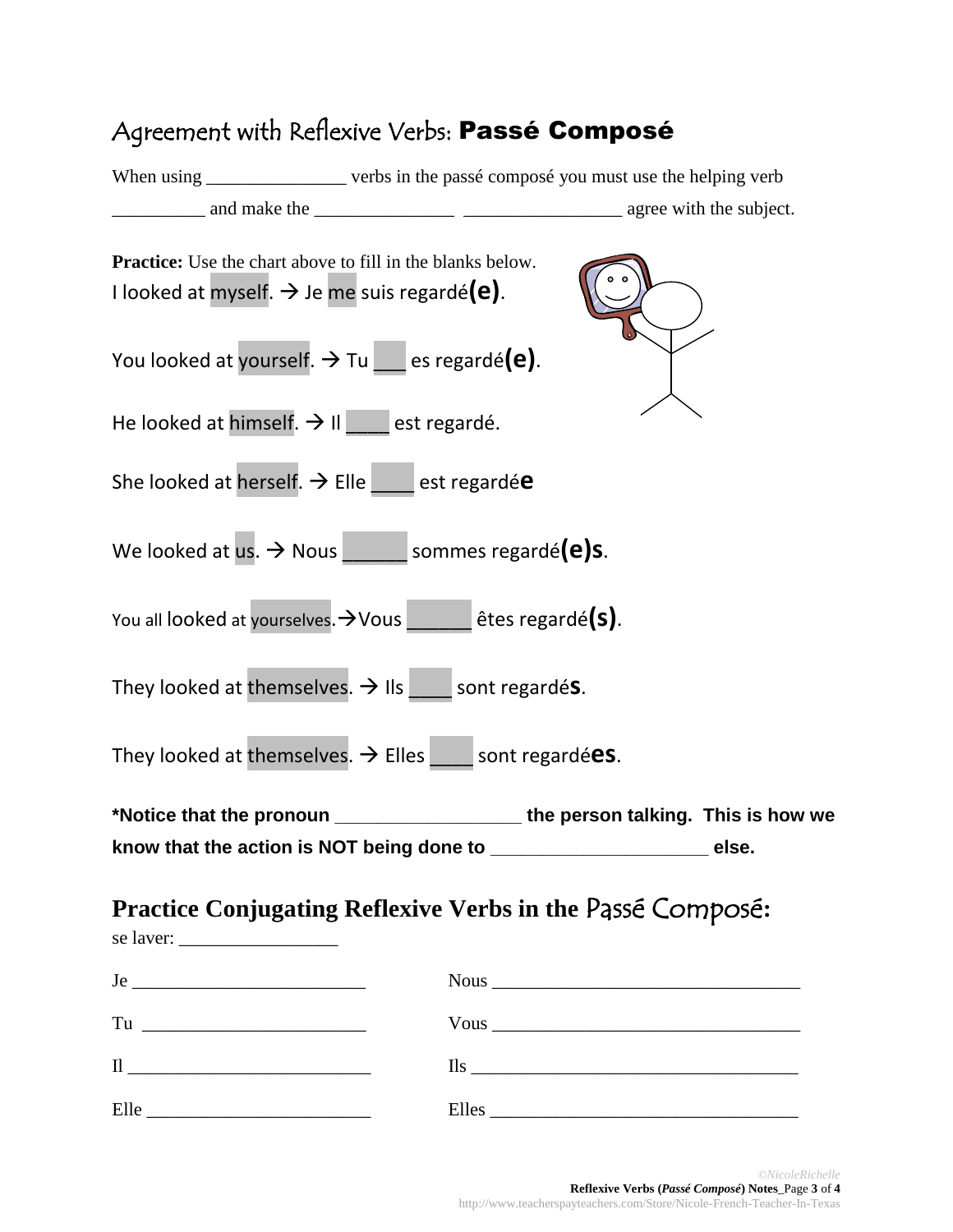## Agreement with Reflexive Verbs: **Passé Composé**

When using _______________ verbs in the passé composé you must use the helping verb __________ and make the _______________ _________________ agree with the subject.

**Practice:** Use the chart above to fill in the blanks below.

I looked at myself. → Je me suis regardé**(e)**.

You looked at yourself. → Tu ___ es regardé**(e)**.

He looked at himself. → Il ____ est regardé.

She looked at herself. → Elle ____ est regardé**e**

We looked at us. → Nous ______ sommes regardé**(e)s**.

You all looked at yourselves.→Vous ______ êtes regardé**(s)**.

They looked at themselves. → Ils ____ sont regardé**s**.

They looked at themselves. → Elles ____ sont regardé**es**.

***Notice that the pronoun __________________ the person talking. This is how we know that the action is NOT being done to _____________________ else.**

## Practice Conjugating Reflexive Verbs in the Passé Composé:

se laver: _________________

Je _________________________

Tu ________________________

Il __________________________

Elle ________________________

Nous __________________________________

Vous __________________________________

Ils ____________________________________

Elles __________________________________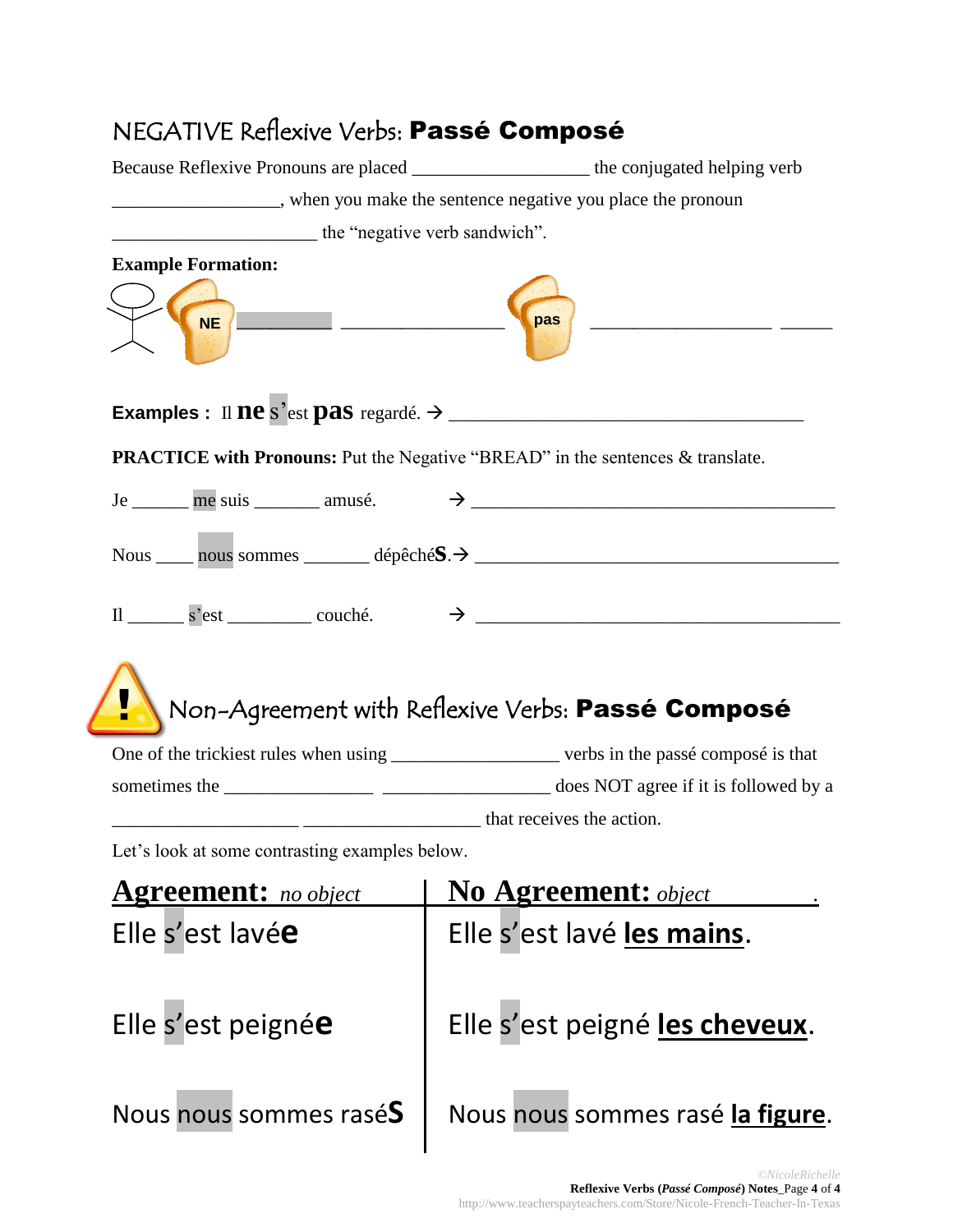## NEGATIVE Reflexive Verbs: **Passé Composé**

Because Reflexive Pronouns are placed __________________ the conjugated helping verb __________________, when you make the sentence negative you place the pronoun ______________________ the "negative verb sandwich".

**Example Formation:**

NE __________ ________________ pas __________________ _____

**Examples :** Il **ne** s'est **pas** regardé. → ____________________________________

**PRACTICE with Pronouns:** Put the Negative "BREAD" in the sentences & translate.

Je ______ me suis _______ amusé. → ________________________________________

Nous ____ nous sommes _______ dépêché**s**.→ ________________________________________

Il ______ s'est _________ couché. → ________________________________________

## Non-Agreement with Reflexive Verbs: **Passé Composé**

One of the trickiest rules when using __________________ verbs in the passé composé is that sometimes the ________________ __________________ does NOT agree if it is followed by a ____________________ ___________________ that receives the action.

Let's look at some contrasting examples below.

| **Agreement:** *no object* | **No Agreement:** *object* |
|---|---|
| Elle s'est lavé**e** | Elle s'est lavé **les mains**. |
| Elle s'est peigné**e** | Elle s'est peigné **les cheveux**. |
| Nous nous sommes rasé**S** | Nous nous sommes rasé **la figure**. |